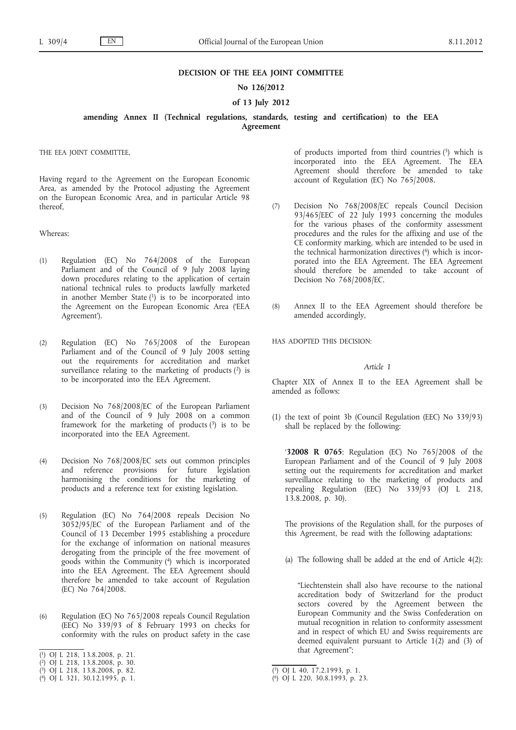**DECISION OF THE EEA JOINT COMMITTEE**

**No 126/2012**

**of 13 July 2012**

**amending Annex II (Technical regulations, standards, testing and certification) to the EEA Agreement**

THE EEA JOINT COMMITTEE,

Having regard to the Agreement on the European Economic Area, as amended by the Protocol adjusting the Agreement on the European Economic Area, and in particular Article 98 thereof,

Whereas:

(1) Regulation (EC) No 764/2008 of the European Parliament and of the Council of 9 July 2008 laying down procedures relating to the application of certain national technical rules to products lawfully marketed in another Member State [1] is to be incorporated into the Agreement on the European Economic Area ('EEA Agreement').

(2) Regulation (EC) No 765/2008 of the European Parliament and of the Council of 9 July 2008 setting out the requirements for accreditation and market surveillance relating to the marketing of products [2] is to be incorporated into the EEA Agreement.

(3) Decision No 768/2008/EC of the European Parliament and of the Council of 9 July 2008 on a common framework for the marketing of products [3] is to be incorporated into the EEA Agreement.

(4) Decision No 768/2008/EC sets out common principles and reference provisions for future legislation harmonising the conditions for the marketing of products and a reference text for existing legislation.

(5) Regulation (EC) No 764/2008 repeals Decision No 3052/95/EC of the European Parliament and of the Council of 13 December 1995 establishing a procedure for the exchange of information on national measures derogating from the principle of the free movement of goods within the Community [4] which is incorporated into the EEA Agreement. The EEA Agreement should therefore be amended to take account of Regulation (EC) No 764/2008.

(6) Regulation (EC) No 765/2008 repeals Council Regulation (EEC) No 339/93 of 8 February 1993 on checks for conformity with the rules on product safety in the case of products imported from third countries [5] which is incorporated into the EEA Agreement. The EEA Agreement should therefore be amended to take account of Regulation (EC) No 765/2008.

(7) Decision No 768/2008/EC repeals Council Decision 93/465/EEC of 22 July 1993 concerning the modules for the various phases of the conformity assessment procedures and the rules for the affixing and use of the CE conformity marking, which are intended to be used in the technical harmonization directives [6] which is incorporated into the EEA Agreement. The EEA Agreement should therefore be amended to take account of Decision No 768/2008/EC.

(8) Annex II to the EEA Agreement should therefore be amended accordingly,

HAS ADOPTED THIS DECISION:

*Article 1*

Chapter XIX of Annex II to the EEA Agreement shall be amended as follows:

(1) the text of point 3b (Council Regulation (EEC) No 339/93) shall be replaced by the following:

'**32008 R 0765**: Regulation (EC) No 765/2008 of the European Parliament and of the Council of 9 July 2008 setting out the requirements for accreditation and market surveillance relating to the marketing of products and repealing Regulation (EEC) No 339/93 (OJ L 218, 13.8.2008, p. 30).

The provisions of the Regulation shall, for the purposes of this Agreement, be read with the following adaptations:

(a) The following shall be added at the end of Article 4(2):

"Liechtenstein shall also have recourse to the national accreditation body of Switzerland for the product sectors covered by the Agreement between the European Community and the Swiss Confederation on mutual recognition in relation to conformity assessment and in respect of which EU and Swiss requirements are deemed equivalent pursuant to Article 1(2) and (3) of that Agreement";

---

[1] OJ L 218, 13.8.2008, p. 21.
[2] OJ L 218, 13.8.2008, p. 30.
[3] OJ L 218, 13.8.2008, p. 82.
[4] OJ L 321, 30.12.1995, p. 1.
[5] OJ L 40, 17.2.1993, p. 1.
[6] OJ L 220, 30.8.1993, p. 23.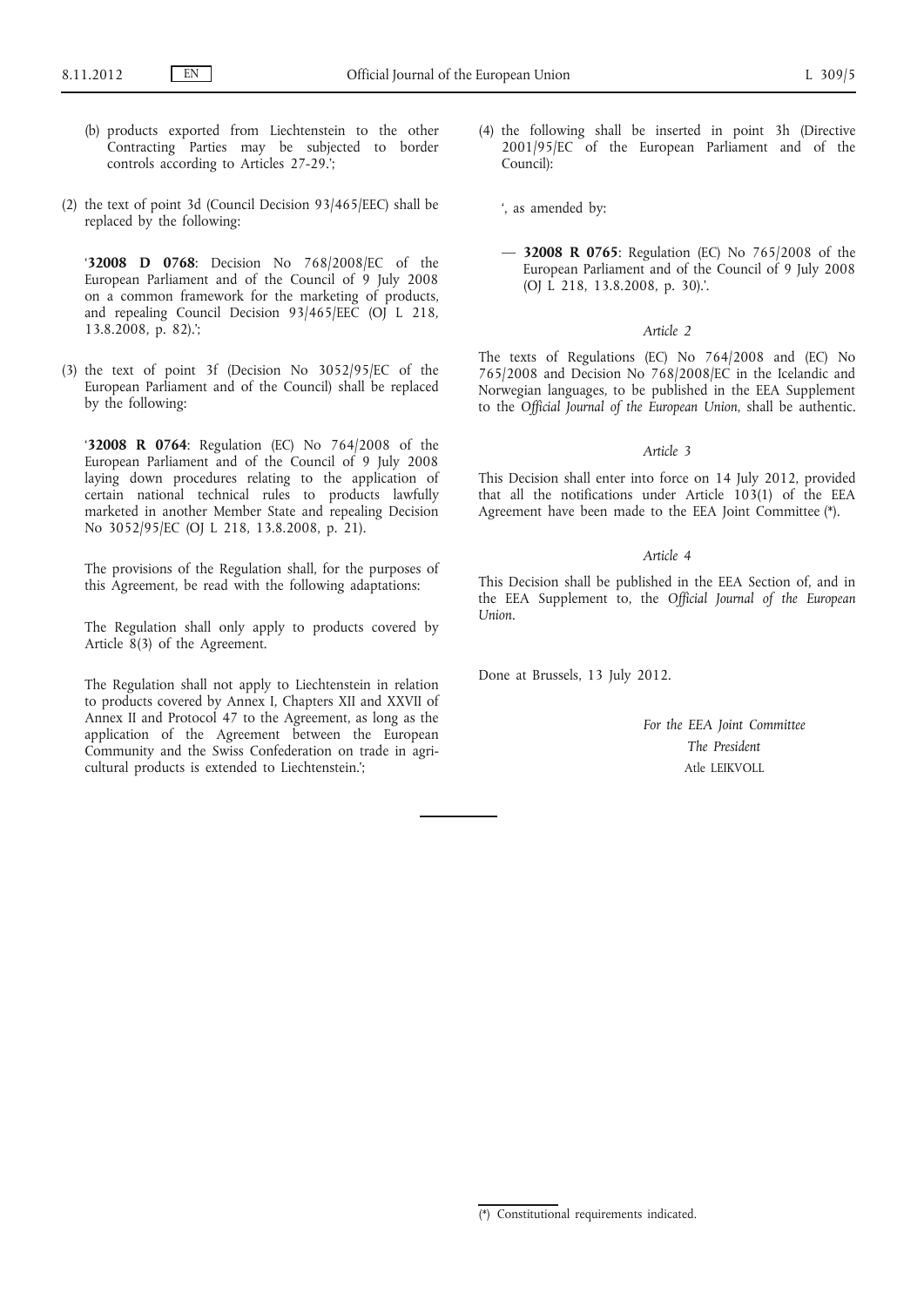(b) products exported from Liechtenstein to the other Contracting Parties may be subjected to border controls according to Articles 27-29.';

(2) the text of point 3d (Council Decision 93/465/EEC) shall be replaced by the following:

'**32008 D 0768**: Decision No 768/2008/EC of the European Parliament and of the Council of 9 July 2008 on a common framework for the marketing of products, and repealing Council Decision 93/465/EEC (OJ L 218, 13.8.2008, p. 82).';

(3) the text of point 3f (Decision No 3052/95/EC of the European Parliament and of the Council) shall be replaced by the following:

'**32008 R 0764**: Regulation (EC) No 764/2008 of the European Parliament and of the Council of 9 July 2008 laying down procedures relating to the application of certain national technical rules to products lawfully marketed in another Member State and repealing Decision No 3052/95/EC (OJ L 218, 13.8.2008, p. 21).

The provisions of the Regulation shall, for the purposes of this Agreement, be read with the following adaptations:

The Regulation shall only apply to products covered by Article 8(3) of the Agreement.

The Regulation shall not apply to Liechtenstein in relation to products covered by Annex I, Chapters XII and XXVII of Annex II and Protocol 47 to the Agreement, as long as the application of the Agreement between the European Community and the Swiss Confederation on trade in agricultural products is extended to Liechtenstein.';

(4) the following shall be inserted in point 3h (Directive 2001/95/EC of the European Parliament and of the Council):

', as amended by:

— **32008 R 0765**: Regulation (EC) No 765/2008 of the European Parliament and of the Council of 9 July 2008 (OJ L 218, 13.8.2008, p. 30).'.

*Article 2*

The texts of Regulations (EC) No 764/2008 and (EC) No 765/2008 and Decision No 768/2008/EC in the Icelandic and Norwegian languages, to be published in the EEA Supplement to the *Official Journal of the European Union*, shall be authentic.

*Article 3*

This Decision shall enter into force on 14 July 2012, provided that all the notifications under Article 103(1) of the EEA Agreement have been made to the EEA Joint Committee (\*).

*Article 4*

This Decision shall be published in the EEA Section of, and in the EEA Supplement to, the *Official Journal of the European Union*.

Done at Brussels, 13 July 2012.

*For the EEA Joint Committee*

*The President*

Atle LEIKVOLL

(\*) Constitutional requirements indicated.